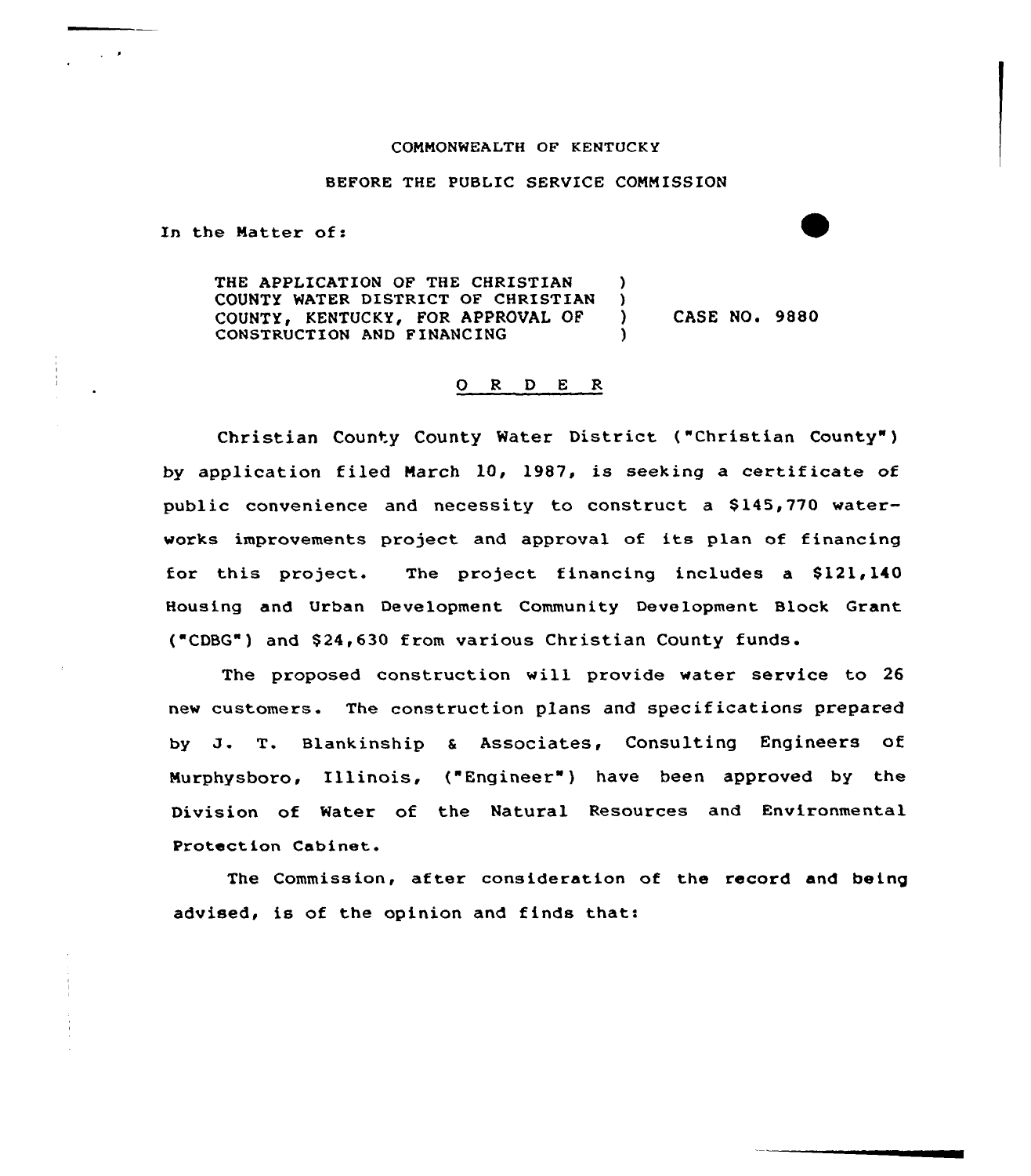COMMONWEALTH OF KENTUCKY

BEFORE THE PUBLIC SERVICE COMMISSION

In the Matter of:

THE APPLICATION OF THE CHRISTIAN COUNTY WATER DISTRICT OF CHRISTIAN COUNTY, KENTUCKY, FOR APPROVAL OF CONSTRUCTION AND FINANCING ) CASE NO. 9880

## O R D E R

Christian County County Water District ("Christian County") by application filed March 10, 1987, is seeking a certificate of public convenience and necessity to construct a $145,770 waterworks improvements project and approval of its plan of financing for this project. The project financing includes a $121,140 Housing and Urban Development Community Development Block Grant ("CDBG") and $24,630 from various Christian County funds.

The proposed construction will provide water service to 26 new customers. The construction plans and specifications prepared by J. T. Blankinship & Associates, Consulting Engineers of Murphysboro, Illinois, ("Engineer") have been approved by the Division of Water of the Natural Resources and Environmental Protection Cabinet.

The Commission, after consideration of the record and being advised, is of the opinion and finds that: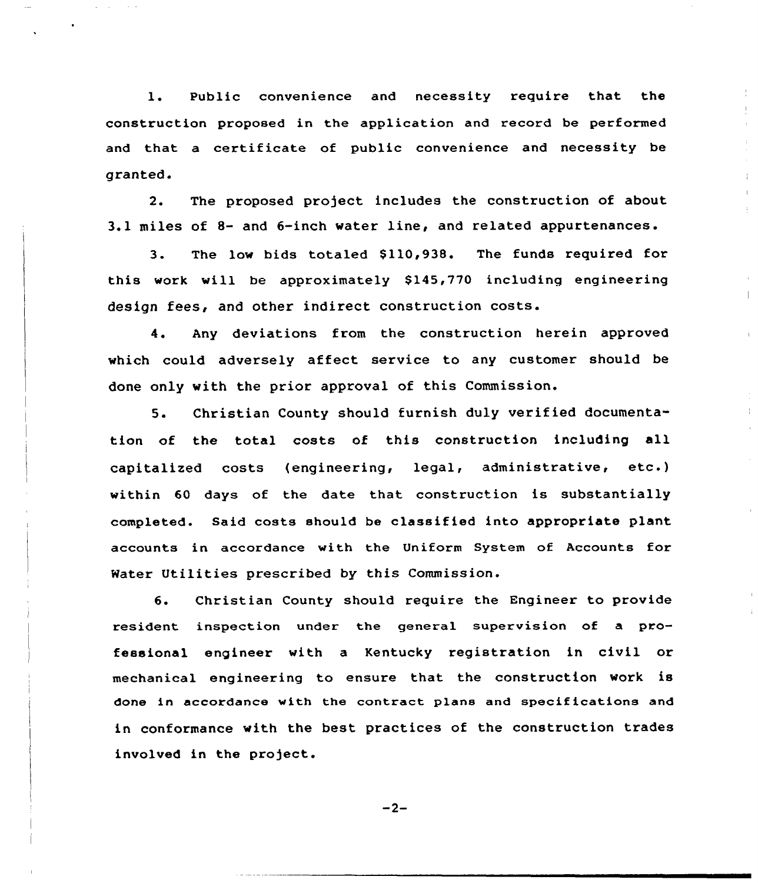1. Public convenience and necessity require that the construction proposed in the application and record be performed and that a certificate of public convenience and necessity be granted.

2. The proposed project includes the construction of about 3.1 miles of 8- and 6-inch water line, and related appurtenances.

3. The low bids totaled $110,938. The funds required for this work will be approximately $145,770 including engineering design fees, and other indirect construction costs.

4. Any deviations from the construction herein approved which could adversely affect service to any customer should be done only with the prior approval of this Commission.

5. Christian County should furnish duly verified documentation of the total costs of this construction including all capitalized costs (engineering, legal, administrative, etc.) within 60 days of the date that construction is substantially completed. Said costs should be classified into appropriate plant accounts in accordance with the Uniform System of Accounts for Water Utilities prescribed by this Commission.

6. Christian County should require the Engineer to provide resident inspection under the general supervision of a professional engineer with a Kentucky registration in civil or mechanical engineering to ensure that the construction work is done in accordance with the contract plans and specifications and in conformance with the best practices of the construction trades involved in the project.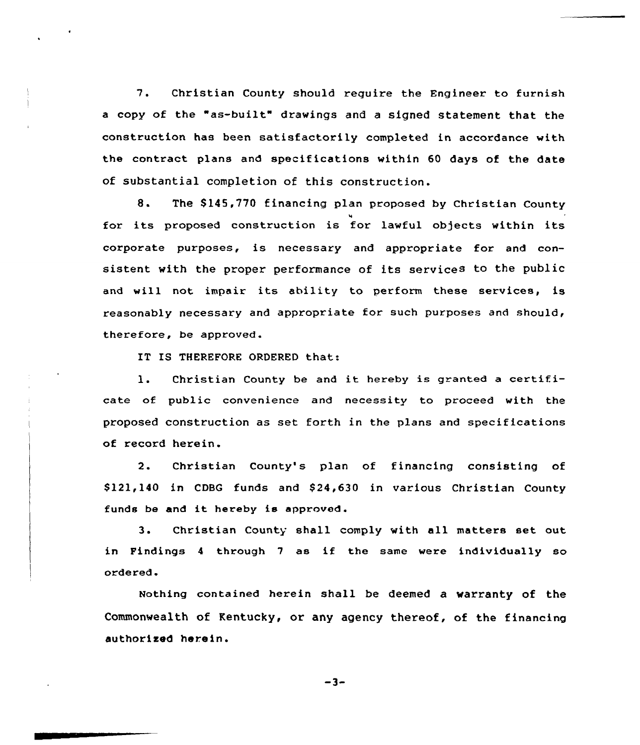7. Christian County should require the Engineer to furnish a copy of the "as-built" drawings and a signed statement that the construction has been satisfactorily completed in accordance with the contract plans and specifications within 60 days of the date of substantial completion of this construction.

8. The $145,770 financing plan proposed by Christian County for its proposed construction is for lawful objects within its corporate purposes, is necessary and appropriate for and consistent with the proper performance of its services to the public and will not impair its ability to perform these services, is reasonably necessary and appropriate for such purposes and should, therefore, be approved.

IT IS THEREFORE ORDERED that:

1. Christian County be and it hereby is granted a certificate of public convenience and necessity to proceed with the proposed construction as set forth in the plans and specifications of record herein.

2. Christian County's plan of financing consisting of $121,140 in CDBG funds and $24,630 in various Christian County funds be and it hereby is approved.

3. Christian County shall comply with all matters set out in Findings 4 through 7 as if the same were individually so ordered.

Nothing contained herein shall be deemed a warranty of the Commonwealth of Kentucky, or any agency thereof, of the financing authorized herein.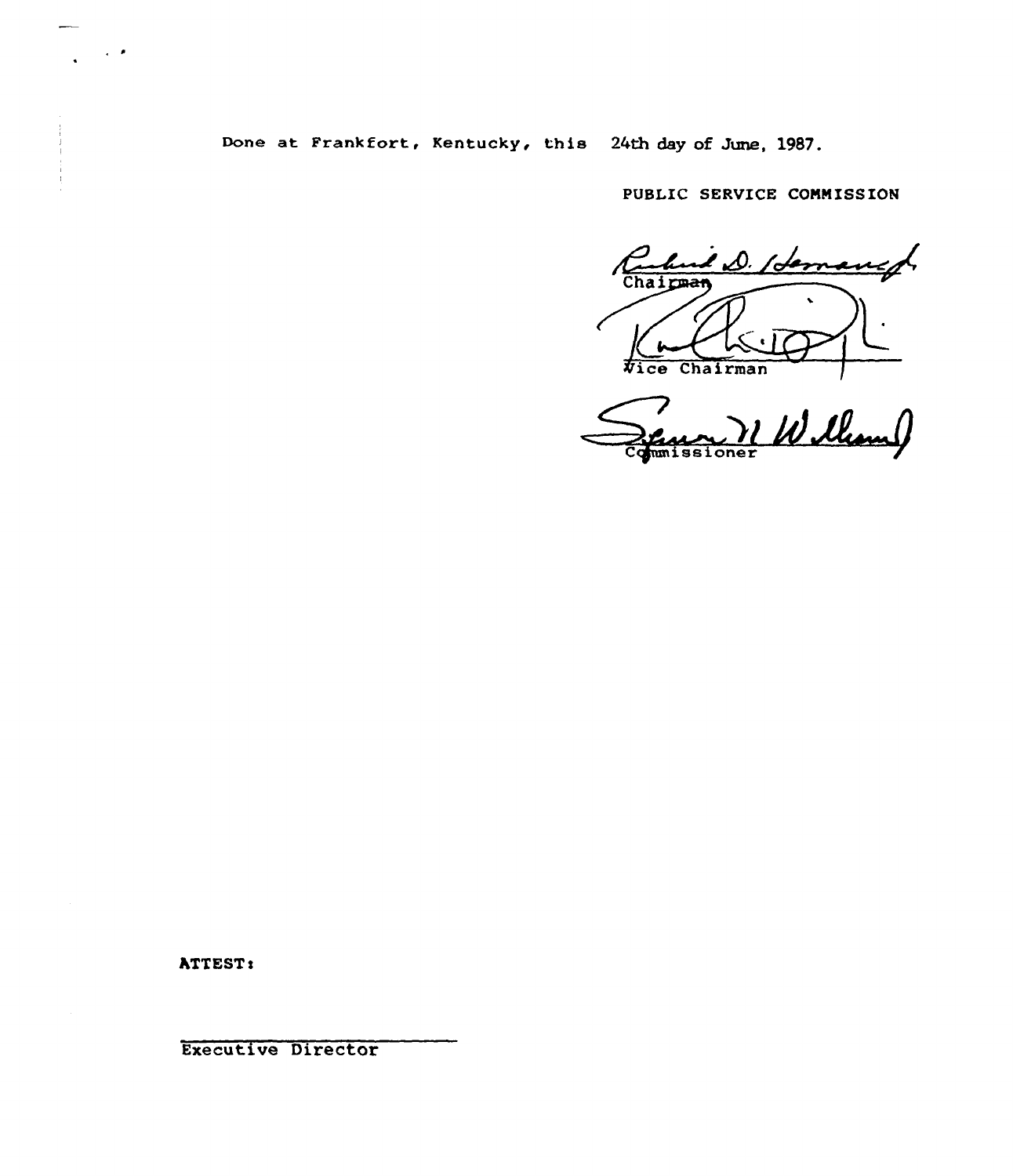Done at Frankfort, Kentucky, this 24th day of June, 1987.

PUBLIC SERVICE COMMISSION

Chairman

Vice Chairman

Commissioner

ATTEST:

Executive Director